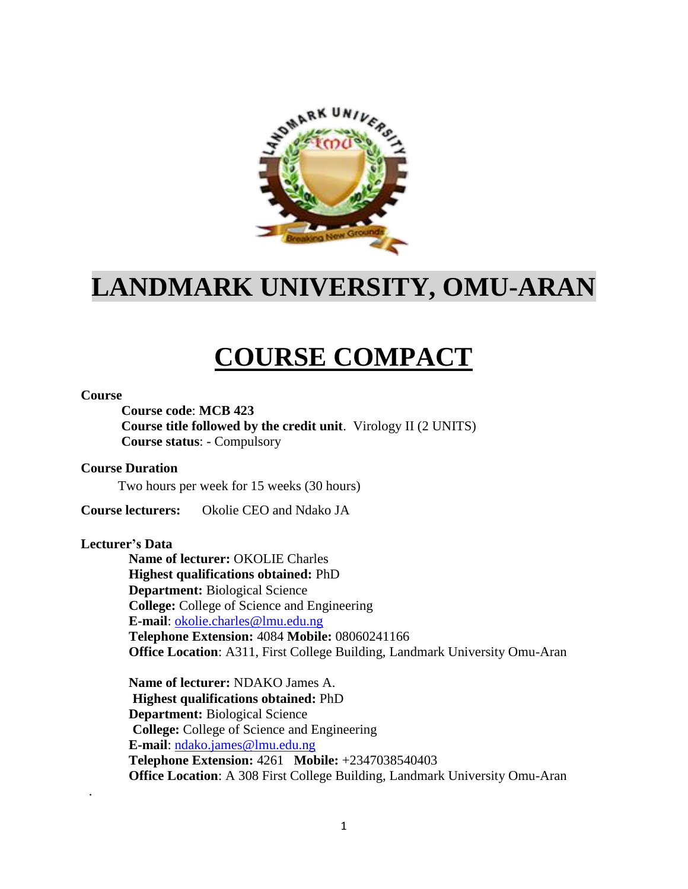# LANDMARK UNIVERSITY, OMU-ARAN

# COURSE COMPACT

**Course**

**Course code**: **MCB 423**
**Course title followed by the credit unit**. Virology II (2 UNITS)
**Course status**: - Compulsory

**Course Duration**

Two hours per week for 15 weeks (30 hours)

**Course lecturers:** Okolie CEO and Ndako JA

**Lecturer's Data**

**Name of lecturer:** OKOLIE Charles
**Highest qualifications obtained:** PhD
**Department:** Biological Science
**College:** College of Science and Engineering
**E-mail**: okolie.charles@lmu.edu.ng
**Telephone Extension:** 4084 **Mobile:** 08060241166
**Office Location**: A311, First College Building, Landmark University Omu-Aran

**Name of lecturer:** NDAKO James A.
**Highest qualifications obtained:** PhD
**Department:** Biological Science
**College:** College of Science and Engineering
**E-mail**: ndako.james@lmu.edu.ng
**Telephone Extension:** 4261 **Mobile:** +2347038540403
**Office Location**: A 308 First College Building, Landmark University Omu-Aran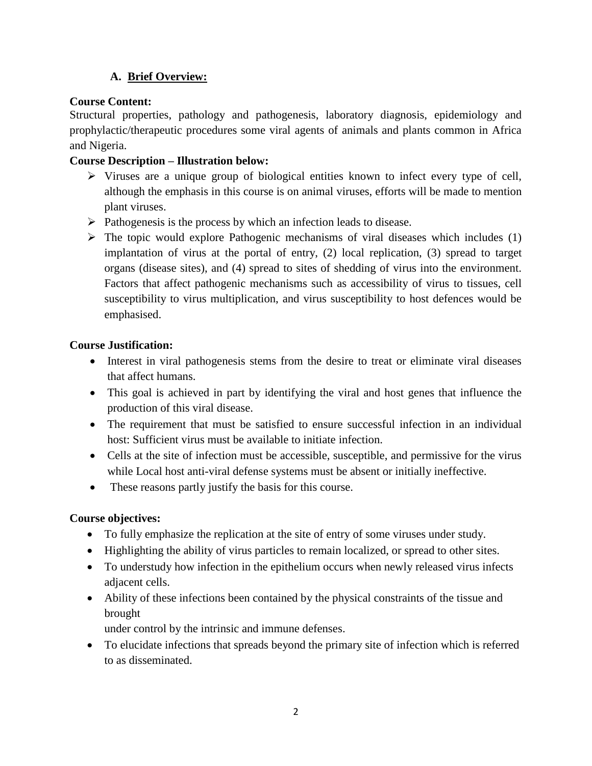## A. Brief Overview:

**Course Content:**
Structural properties, pathology and pathogenesis, laboratory diagnosis, epidemiology and prophylactic/therapeutic procedures some viral agents of animals and plants common in Africa and Nigeria.

**Course Description – Illustration below:**

- Viruses are a unique group of biological entities known to infect every type of cell, although the emphasis in this course is on animal viruses, efforts will be made to mention plant viruses.
- Pathogenesis is the process by which an infection leads to disease.
- The topic would explore Pathogenic mechanisms of viral diseases which includes (1) implantation of virus at the portal of entry, (2) local replication, (3) spread to target organs (disease sites), and (4) spread to sites of shedding of virus into the environment. Factors that affect pathogenic mechanisms such as accessibility of virus to tissues, cell susceptibility to virus multiplication, and virus susceptibility to host defences would be emphasised.

**Course Justification:**

- Interest in viral pathogenesis stems from the desire to treat or eliminate viral diseases that affect humans.
- This goal is achieved in part by identifying the viral and host genes that influence the production of this viral disease.
- The requirement that must be satisfied to ensure successful infection in an individual host: Sufficient virus must be available to initiate infection.
- Cells at the site of infection must be accessible, susceptible, and permissive for the virus while Local host anti-viral defense systems must be absent or initially ineffective.
- These reasons partly justify the basis for this course.

**Course objectives:**

- To fully emphasize the replication at the site of entry of some viruses under study.
- Highlighting the ability of virus particles to remain localized, or spread to other sites.
- To understudy how infection in the epithelium occurs when newly released virus infects adjacent cells.
- Ability of these infections been contained by the physical constraints of the tissue and brought under control by the intrinsic and immune defenses.
- To elucidate infections that spreads beyond the primary site of infection which is referred to as disseminated.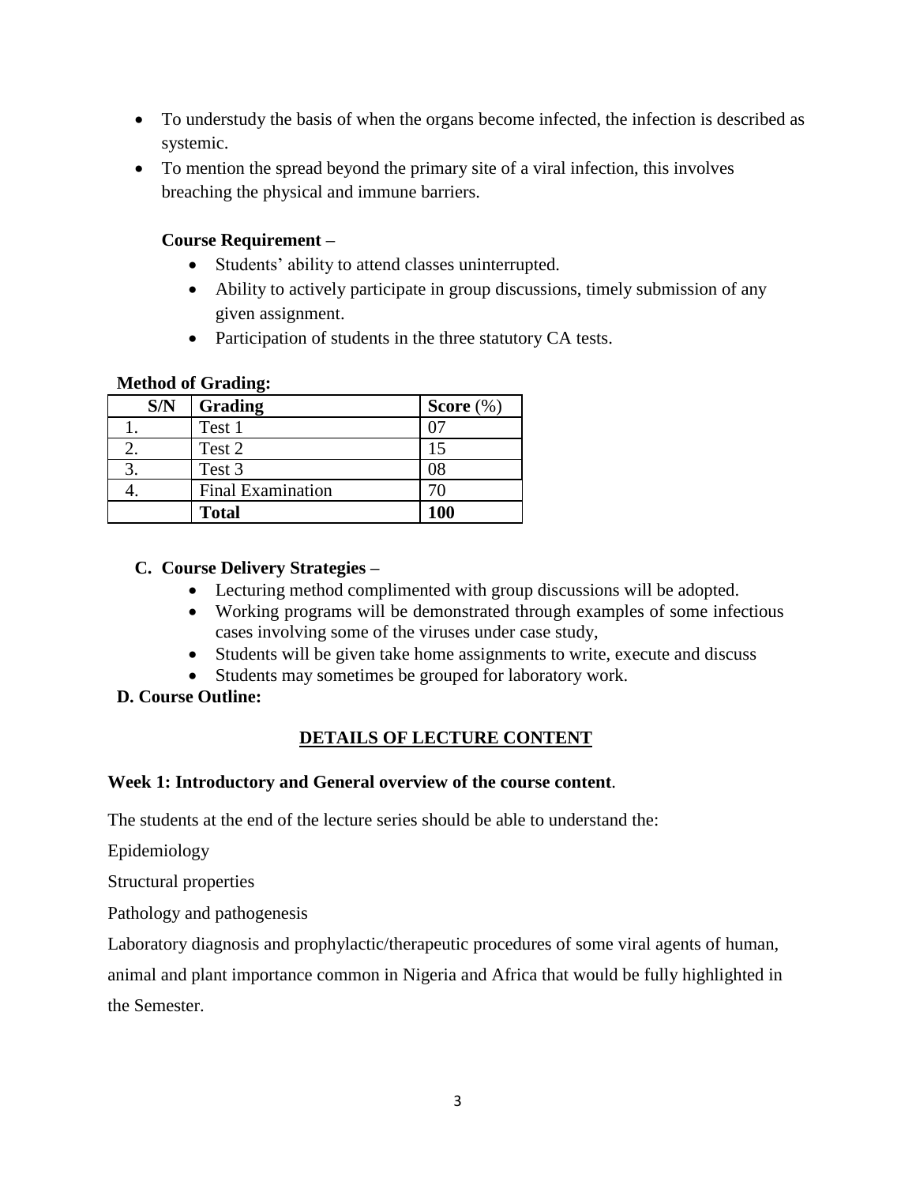- To understudy the basis of when the organs become infected, the infection is described as systemic.
- To mention the spread beyond the primary site of a viral infection, this involves breaching the physical and immune barriers.

**Course Requirement –**

- Students' ability to attend classes uninterrupted.
- Ability to actively participate in group discussions, timely submission of any given assignment.
- Participation of students in the three statutory CA tests.

**Method of Grading:**

| S/N | Grading | Score (%) |
|---|---|---|
| 1. | Test 1 | 07 |
| 2. | Test 2 | 15 |
| 3. | Test 3 | 08 |
| 4. | Final Examination | 70 |
| | **Total** | **100** |

**C. Course Delivery Strategies –**

- Lecturing method complimented with group discussions will be adopted.
- Working programs will be demonstrated through examples of some infectious cases involving some of the viruses under case study,
- Students will be given take home assignments to write, execute and discuss
- Students may sometimes be grouped for laboratory work.

**D. Course Outline:**

## DETAILS OF LECTURE CONTENT

**Week 1: Introductory and General overview of the course content**.

The students at the end of the lecture series should be able to understand the:

Epidemiology

Structural properties

Pathology and pathogenesis

Laboratory diagnosis and prophylactic/therapeutic procedures of some viral agents of human, animal and plant importance common in Nigeria and Africa that would be fully highlighted in the Semester.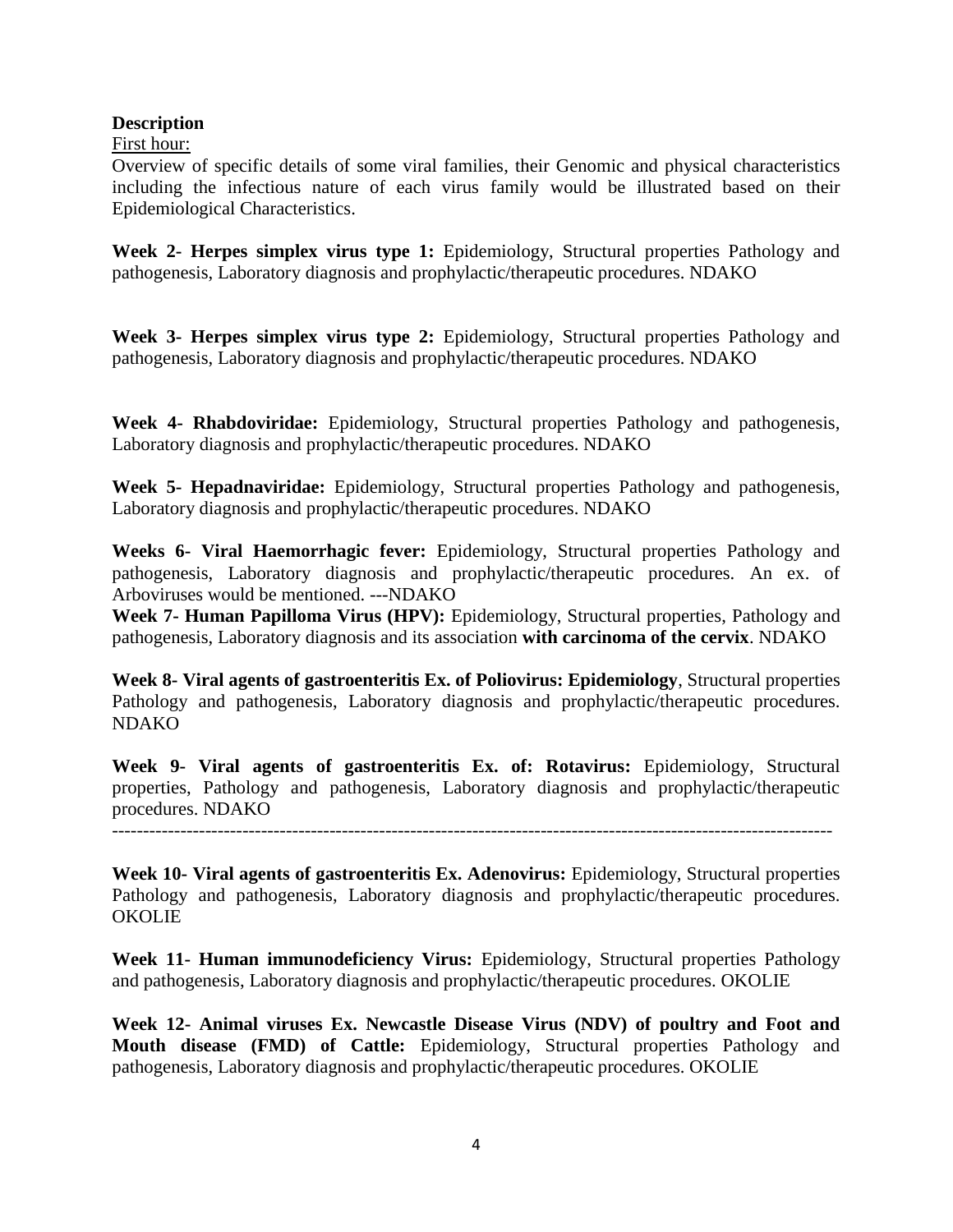**Description**

First hour:

Overview of specific details of some viral families, their Genomic and physical characteristics including the infectious nature of each virus family would be illustrated based on their Epidemiological Characteristics.

**Week 2- Herpes simplex virus type 1:** Epidemiology, Structural properties Pathology and pathogenesis, Laboratory diagnosis and prophylactic/therapeutic procedures. NDAKO

**Week 3- Herpes simplex virus type 2:** Epidemiology, Structural properties Pathology and pathogenesis, Laboratory diagnosis and prophylactic/therapeutic procedures. NDAKO

**Week 4- Rhabdoviridae:** Epidemiology, Structural properties Pathology and pathogenesis, Laboratory diagnosis and prophylactic/therapeutic procedures. NDAKO

**Week 5- Hepadnaviridae:** Epidemiology, Structural properties Pathology and pathogenesis, Laboratory diagnosis and prophylactic/therapeutic procedures. NDAKO

**Weeks 6- Viral Haemorrhagic fever:** Epidemiology, Structural properties Pathology and pathogenesis, Laboratory diagnosis and prophylactic/therapeutic procedures. An ex. of Arboviruses would be mentioned. ---NDAKO

**Week 7- Human Papilloma Virus (HPV):** Epidemiology, Structural properties, Pathology and pathogenesis, Laboratory diagnosis and its association **with carcinoma of the cervix**. NDAKO

**Week 8- Viral agents of gastroenteritis Ex. of Poliovirus: Epidemiology**, Structural properties Pathology and pathogenesis, Laboratory diagnosis and prophylactic/therapeutic procedures. NDAKO

**Week 9- Viral agents of gastroenteritis Ex. of: Rotavirus:** Epidemiology, Structural properties, Pathology and pathogenesis, Laboratory diagnosis and prophylactic/therapeutic procedures. NDAKO

---

**Week 10- Viral agents of gastroenteritis Ex. Adenovirus:** Epidemiology, Structural properties Pathology and pathogenesis, Laboratory diagnosis and prophylactic/therapeutic procedures. OKOLIE

**Week 11- Human immunodeficiency Virus:** Epidemiology, Structural properties Pathology and pathogenesis, Laboratory diagnosis and prophylactic/therapeutic procedures. OKOLIE

**Week 12- Animal viruses Ex. Newcastle Disease Virus (NDV) of poultry and Foot and Mouth disease (FMD) of Cattle:** Epidemiology, Structural properties Pathology and pathogenesis, Laboratory diagnosis and prophylactic/therapeutic procedures. OKOLIE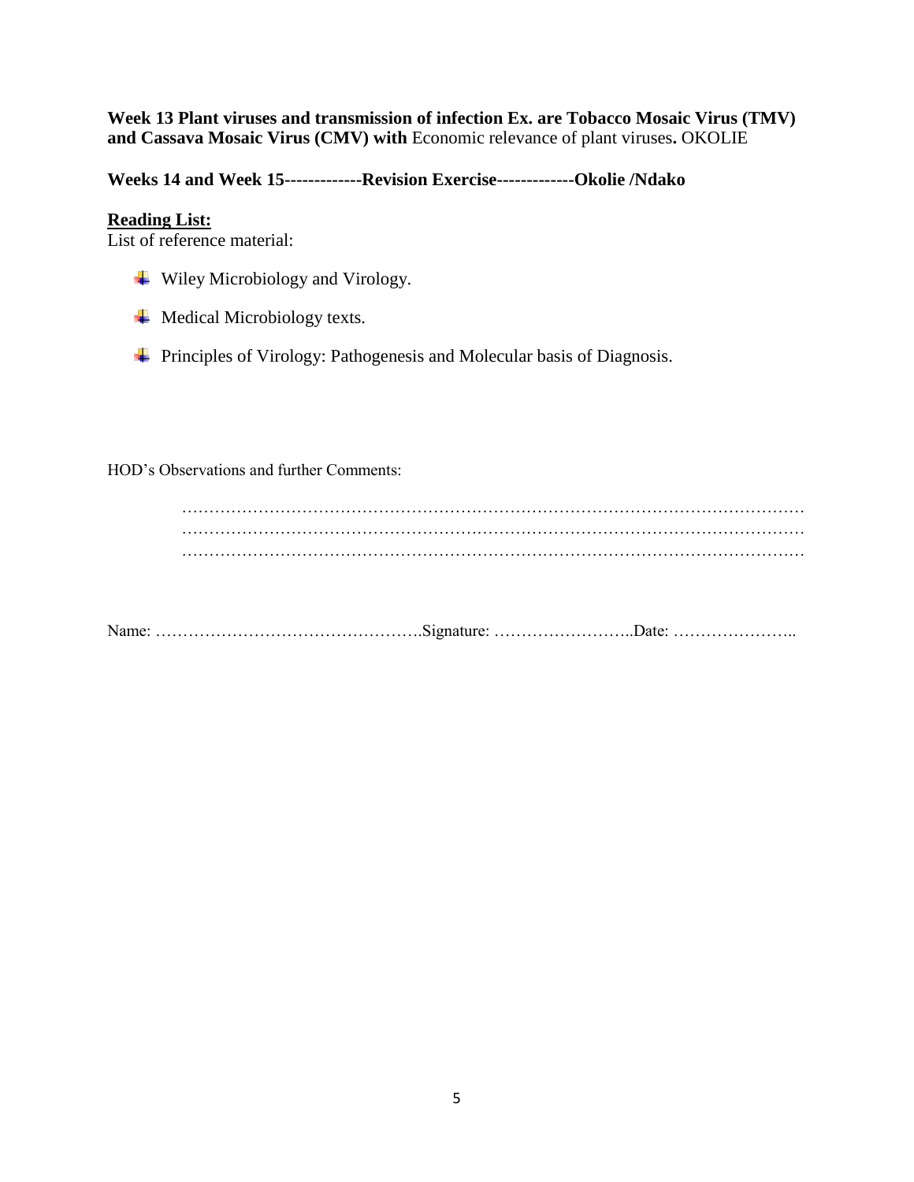**Week 13 Plant viruses and transmission of infection Ex. are Tobacco Mosaic Virus (TMV) and Cassava Mosaic Virus (CMV) with** Economic relevance of plant viruses**.** OKOLIE

**Weeks 14 and Week 15-------------Revision Exercise-------------Okolie /Ndako**

**Reading List:**

List of reference material:

- Wiley Microbiology and Virology.
- Medical Microbiology texts.
- Principles of Virology: Pathogenesis and Molecular basis of Diagnosis.

HOD's Observations and further Comments:

…………………………………………………………………………………………………
…………………………………………………………………………………………………
…………………………………………………………………………………………………

Name: ………………………………………….Signature: ……………………..Date: …………………..